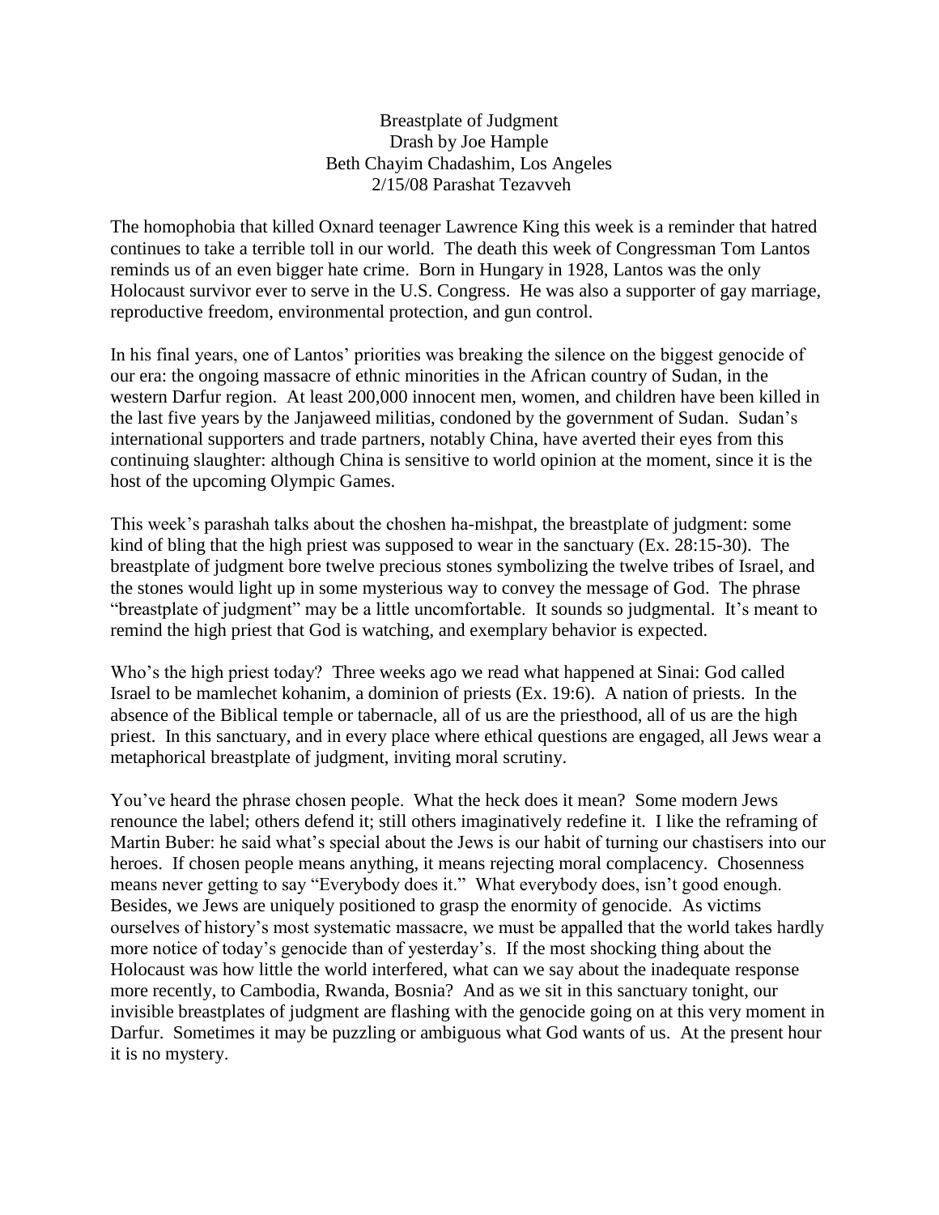# Breastplate of Judgment

Drash by Joe Hample
Beth Chayim Chadashim, Los Angeles
2/15/08 Parashat Tezavveh

The homophobia that killed Oxnard teenager Lawrence King this week is a reminder that hatred continues to take a terrible toll in our world. The death this week of Congressman Tom Lantos reminds us of an even bigger hate crime. Born in Hungary in 1928, Lantos was the only Holocaust survivor ever to serve in the U.S. Congress. He was also a supporter of gay marriage, reproductive freedom, environmental protection, and gun control.

In his final years, one of Lantos' priorities was breaking the silence on the biggest genocide of our era: the ongoing massacre of ethnic minorities in the African country of Sudan, in the western Darfur region. At least 200,000 innocent men, women, and children have been killed in the last five years by the Janjaweed militias, condoned by the government of Sudan. Sudan's international supporters and trade partners, notably China, have averted their eyes from this continuing slaughter: although China is sensitive to world opinion at the moment, since it is the host of the upcoming Olympic Games.

This week's parashah talks about the choshen ha-mishpat, the breastplate of judgment: some kind of bling that the high priest was supposed to wear in the sanctuary (Ex. 28:15-30). The breastplate of judgment bore twelve precious stones symbolizing the twelve tribes of Israel, and the stones would light up in some mysterious way to convey the message of God. The phrase "breastplate of judgment" may be a little uncomfortable. It sounds so judgmental. It's meant to remind the high priest that God is watching, and exemplary behavior is expected.

Who's the high priest today? Three weeks ago we read what happened at Sinai: God called Israel to be mamlechet kohanim, a dominion of priests (Ex. 19:6). A nation of priests. In the absence of the Biblical temple or tabernacle, all of us are the priesthood, all of us are the high priest. In this sanctuary, and in every place where ethical questions are engaged, all Jews wear a metaphorical breastplate of judgment, inviting moral scrutiny.

You've heard the phrase chosen people. What the heck does it mean? Some modern Jews renounce the label; others defend it; still others imaginatively redefine it. I like the reframing of Martin Buber: he said what's special about the Jews is our habit of turning our chastisers into our heroes. If chosen people means anything, it means rejecting moral complacency. Chosenness means never getting to say "Everybody does it." What everybody does, isn't good enough. Besides, we Jews are uniquely positioned to grasp the enormity of genocide. As victims ourselves of history's most systematic massacre, we must be appalled that the world takes hardly more notice of today's genocide than of yesterday's. If the most shocking thing about the Holocaust was how little the world interfered, what can we say about the inadequate response more recently, to Cambodia, Rwanda, Bosnia? And as we sit in this sanctuary tonight, our invisible breastplates of judgment are flashing with the genocide going on at this very moment in Darfur. Sometimes it may be puzzling or ambiguous what God wants of us. At the present hour it is no mystery.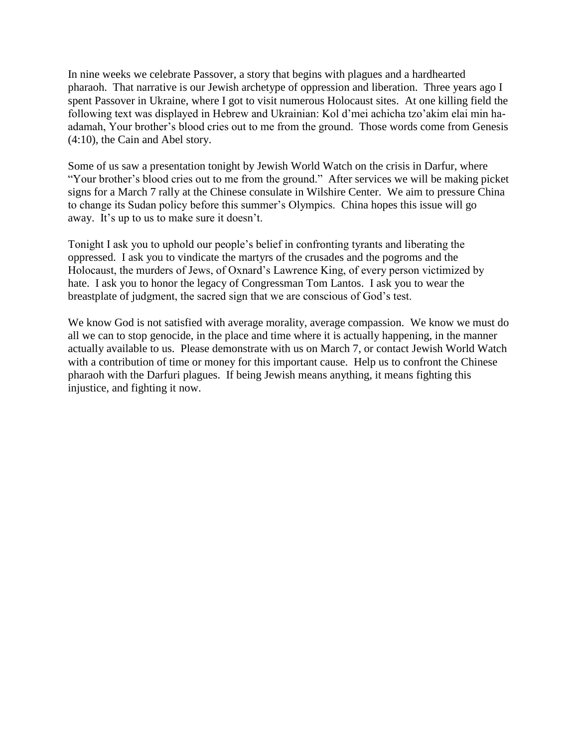In nine weeks we celebrate Passover, a story that begins with plagues and a hardhearted pharaoh. That narrative is our Jewish archetype of oppression and liberation. Three years ago I spent Passover in Ukraine, where I got to visit numerous Holocaust sites. At one killing field the following text was displayed in Hebrew and Ukrainian: Kol d'mei achicha tzo'akim elai min ha-adamah, Your brother's blood cries out to me from the ground. Those words come from Genesis (4:10), the Cain and Abel story.

Some of us saw a presentation tonight by Jewish World Watch on the crisis in Darfur, where "Your brother's blood cries out to me from the ground." After services we will be making picket signs for a March 7 rally at the Chinese consulate in Wilshire Center. We aim to pressure China to change its Sudan policy before this summer's Olympics. China hopes this issue will go away. It's up to us to make sure it doesn't.

Tonight I ask you to uphold our people's belief in confronting tyrants and liberating the oppressed. I ask you to vindicate the martyrs of the crusades and the pogroms and the Holocaust, the murders of Jews, of Oxnard's Lawrence King, of every person victimized by hate. I ask you to honor the legacy of Congressman Tom Lantos. I ask you to wear the breastplate of judgment, the sacred sign that we are conscious of God's test.

We know God is not satisfied with average morality, average compassion. We know we must do all we can to stop genocide, in the place and time where it is actually happening, in the manner actually available to us. Please demonstrate with us on March 7, or contact Jewish World Watch with a contribution of time or money for this important cause. Help us to confront the Chinese pharaoh with the Darfuri plagues. If being Jewish means anything, it means fighting this injustice, and fighting it now.